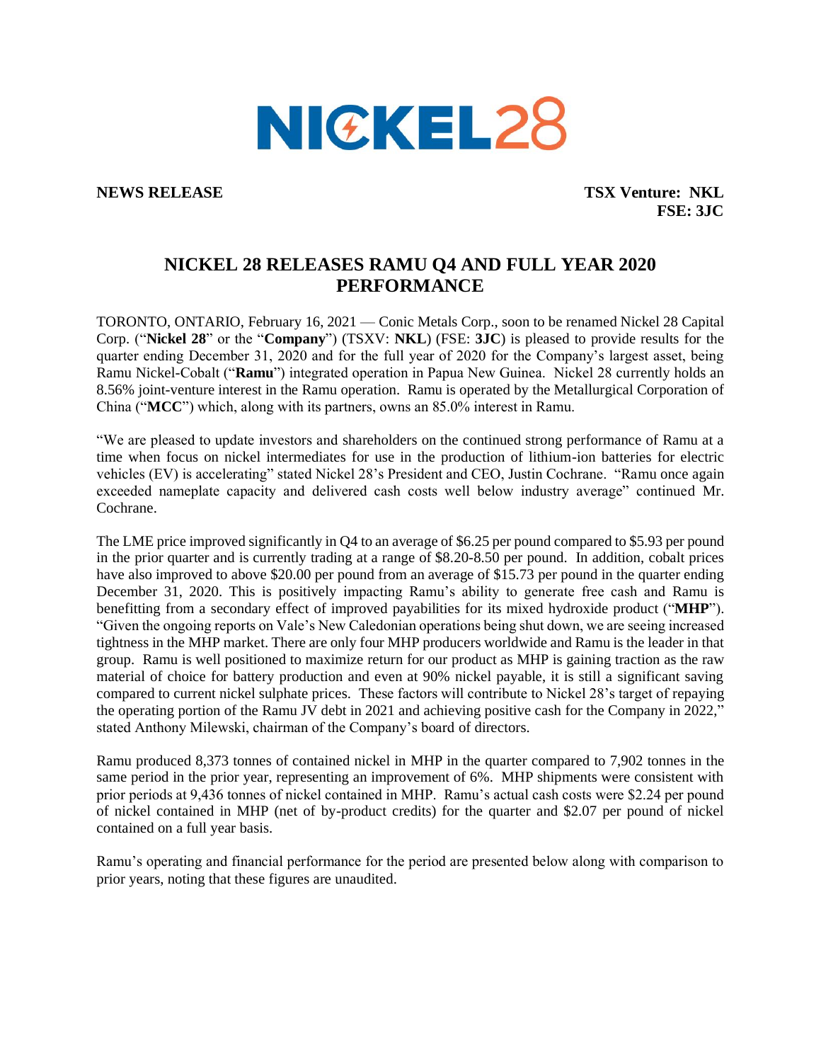NICKEL28

**NEWS RELEASE** **TSX Venture: NKL**
**FSE: 3JC**

# NICKEL 28 RELEASES RAMU Q4 AND FULL YEAR 2020 PERFORMANCE

TORONTO, ONTARIO, February 16, 2021 — Conic Metals Corp., soon to be renamed Nickel 28 Capital Corp. ("**Nickel 28**" or the "**Company**") (TSXV: **NKL**) (FSE: **3JC**) is pleased to provide results for the quarter ending December 31, 2020 and for the full year of 2020 for the Company's largest asset, being Ramu Nickel-Cobalt ("**Ramu**") integrated operation in Papua New Guinea. Nickel 28 currently holds an 8.56% joint-venture interest in the Ramu operation. Ramu is operated by the Metallurgical Corporation of China ("**MCC**") which, along with its partners, owns an 85.0% interest in Ramu.

"We are pleased to update investors and shareholders on the continued strong performance of Ramu at a time when focus on nickel intermediates for use in the production of lithium-ion batteries for electric vehicles (EV) is accelerating" stated Nickel 28's President and CEO, Justin Cochrane. "Ramu once again exceeded nameplate capacity and delivered cash costs well below industry average" continued Mr. Cochrane.

The LME price improved significantly in Q4 to an average of $6.25 per pound compared to $5.93 per pound in the prior quarter and is currently trading at a range of $8.20-8.50 per pound. In addition, cobalt prices have also improved to above $20.00 per pound from an average of $15.73 per pound in the quarter ending December 31, 2020. This is positively impacting Ramu's ability to generate free cash and Ramu is benefitting from a secondary effect of improved payabilities for its mixed hydroxide product ("**MHP**"). "Given the ongoing reports on Vale's New Caledonian operations being shut down, we are seeing increased tightness in the MHP market. There are only four MHP producers worldwide and Ramu is the leader in that group. Ramu is well positioned to maximize return for our product as MHP is gaining traction as the raw material of choice for battery production and even at 90% nickel payable, it is still a significant saving compared to current nickel sulphate prices. These factors will contribute to Nickel 28's target of repaying the operating portion of the Ramu JV debt in 2021 and achieving positive cash for the Company in 2022," stated Anthony Milewski, chairman of the Company's board of directors.

Ramu produced 8,373 tonnes of contained nickel in MHP in the quarter compared to 7,902 tonnes in the same period in the prior year, representing an improvement of 6%. MHP shipments were consistent with prior periods at 9,436 tonnes of nickel contained in MHP. Ramu's actual cash costs were $2.24 per pound of nickel contained in MHP (net of by-product credits) for the quarter and $2.07 per pound of nickel contained on a full year basis.

Ramu's operating and financial performance for the period are presented below along with comparison to prior years, noting that these figures are unaudited.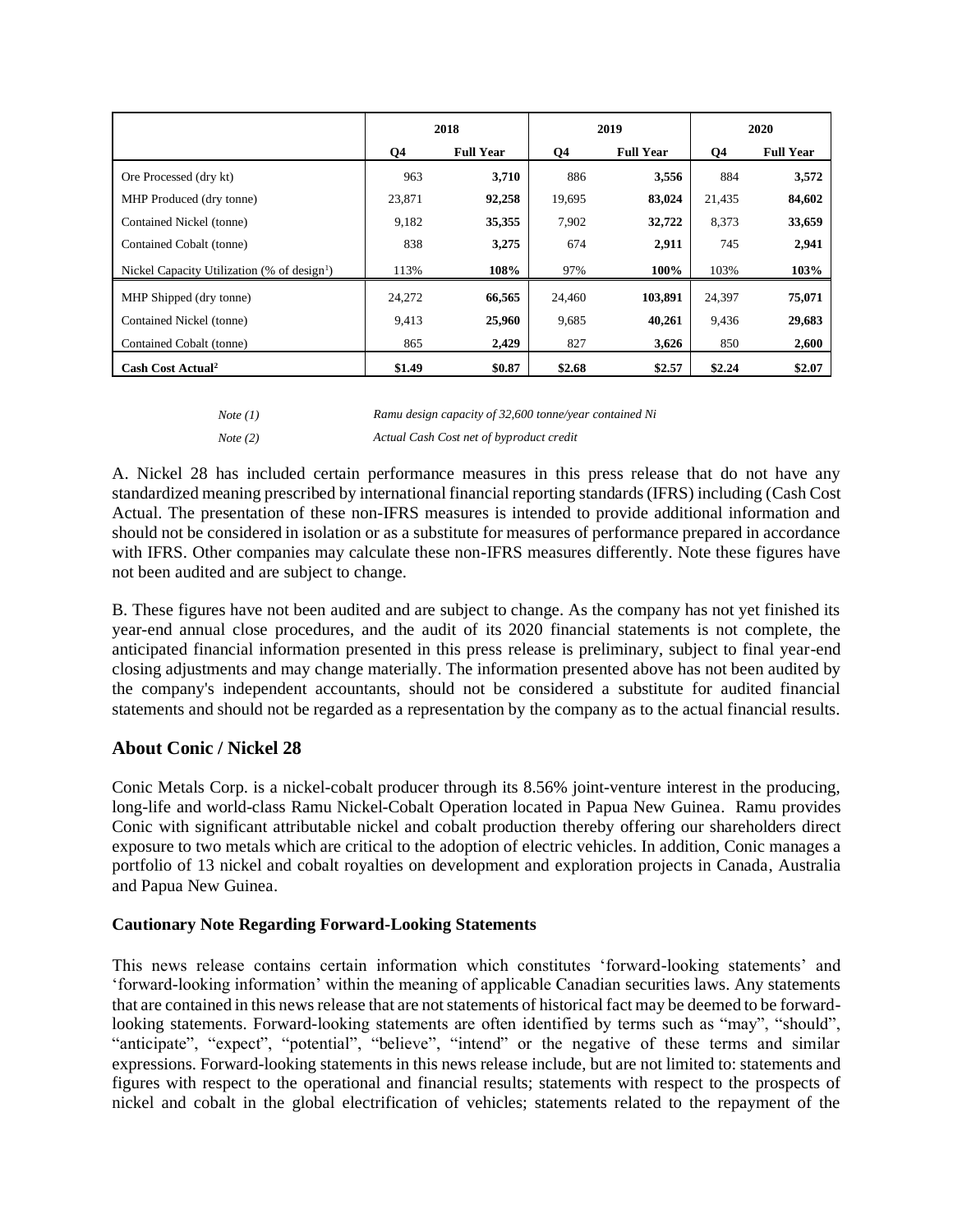| | 2018 | | 2019 | | 2020 | |
|---|---|---|---|---|---|---|
| | Q4 | Full Year | Q4 | Full Year | Q4 | Full Year |
| Ore Processed (dry kt) | 963 | **3,710** | 886 | **3,556** | 884 | **3,572** |
| MHP Produced (dry tonne) | 23,871 | **92,258** | 19,695 | **83,024** | 21,435 | **84,602** |
| Contained Nickel (tonne) | 9,182 | **35,355** | 7,902 | **32,722** | 8,373 | **33,659** |
| Contained Cobalt (tonne) | 838 | **3,275** | 674 | **2,911** | 745 | **2,941** |
| Nickel Capacity Utilization (% of design[1]) | 113% | **108%** | 97% | **100%** | 103% | **103%** |
| MHP Shipped (dry tonne) | 24,272 | **66,565** | 24,460 | **103,891** | 24,397 | **75,071** |
| Contained Nickel (tonne) | 9,413 | **25,960** | 9,685 | **40,261** | 9,436 | **29,683** |
| Contained Cobalt (tonne) | 865 | **2,429** | 827 | **3,626** | 850 | **2,600** |
| **Cash Cost Actual[2]** | **$1.49** | **$0.87** | **$2.68** | **$2.57** | **$2.24** | **$2.07** |

*Note (1)* *Ramu design capacity of 32,600 tonne/year contained Ni*

*Note (2)* *Actual Cash Cost net of byproduct credit*

A. Nickel 28 has included certain performance measures in this press release that do not have any standardized meaning prescribed by international financial reporting standards (IFRS) including (Cash Cost Actual. The presentation of these non-IFRS measures is intended to provide additional information and should not be considered in isolation or as a substitute for measures of performance prepared in accordance with IFRS. Other companies may calculate these non-IFRS measures differently. Note these figures have not been audited and are subject to change.

B. These figures have not been audited and are subject to change. As the company has not yet finished its year-end annual close procedures, and the audit of its 2020 financial statements is not complete, the anticipated financial information presented in this press release is preliminary, subject to final year-end closing adjustments and may change materially. The information presented above has not been audited by the company's independent accountants, should not be considered a substitute for audited financial statements and should not be regarded as a representation by the company as to the actual financial results.

## About Conic / Nickel 28

Conic Metals Corp. is a nickel-cobalt producer through its 8.56% joint-venture interest in the producing, long-life and world-class Ramu Nickel-Cobalt Operation located in Papua New Guinea. Ramu provides Conic with significant attributable nickel and cobalt production thereby offering our shareholders direct exposure to two metals which are critical to the adoption of electric vehicles. In addition, Conic manages a portfolio of 13 nickel and cobalt royalties on development and exploration projects in Canada, Australia and Papua New Guinea.

### Cautionary Note Regarding Forward-Looking Statements

This news release contains certain information which constitutes 'forward-looking statements' and 'forward-looking information' within the meaning of applicable Canadian securities laws. Any statements that are contained in this news release that are not statements of historical fact may be deemed to be forward-looking statements. Forward-looking statements are often identified by terms such as "may", "should", "anticipate", "expect", "potential", "believe", "intend" or the negative of these terms and similar expressions. Forward-looking statements in this news release include, but are not limited to: statements and figures with respect to the operational and financial results; statements with respect to the prospects of nickel and cobalt in the global electrification of vehicles; statements related to the repayment of the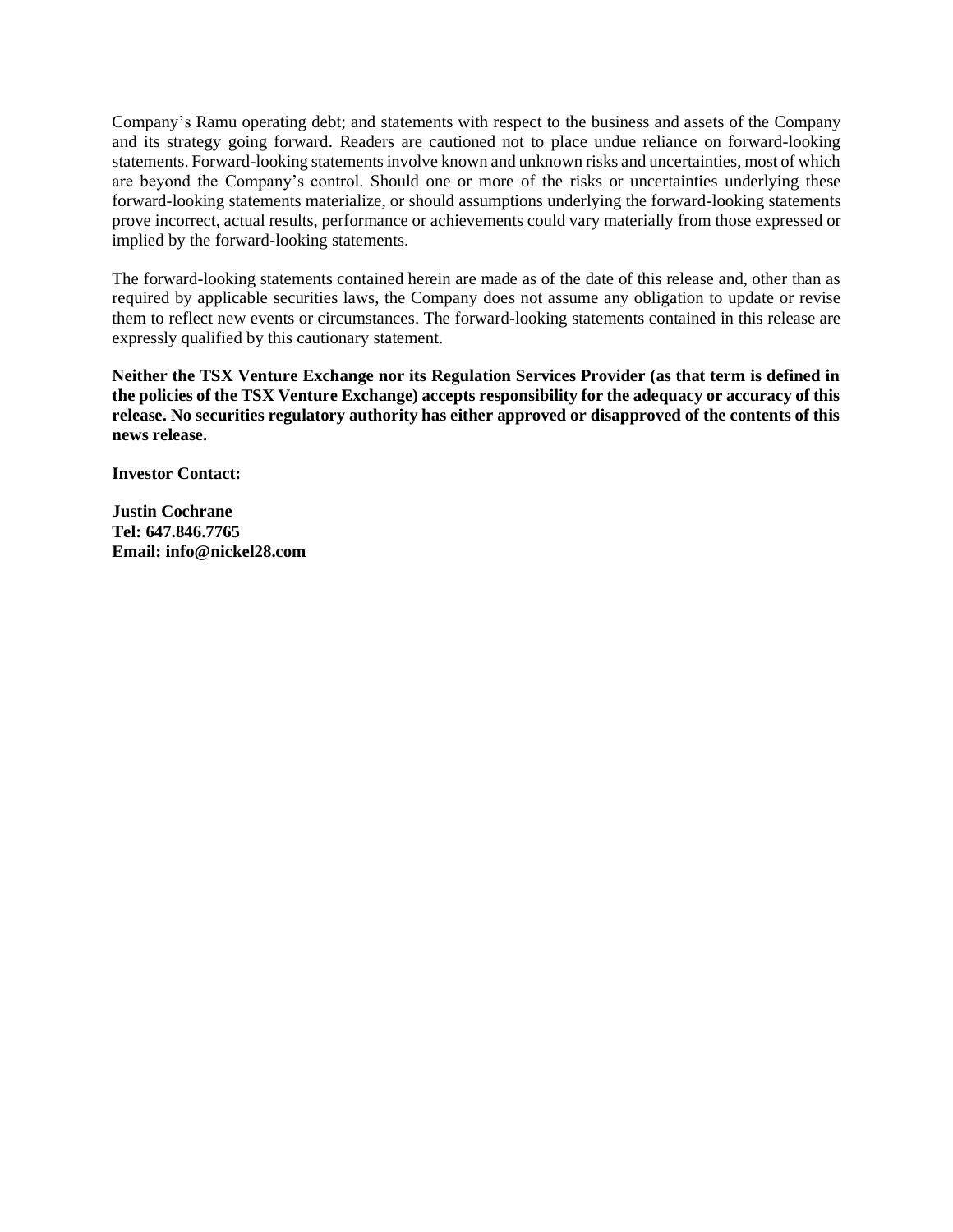Company's Ramu operating debt; and statements with respect to the business and assets of the Company and its strategy going forward. Readers are cautioned not to place undue reliance on forward-looking statements. Forward-looking statements involve known and unknown risks and uncertainties, most of which are beyond the Company's control. Should one or more of the risks or uncertainties underlying these forward-looking statements materialize, or should assumptions underlying the forward-looking statements prove incorrect, actual results, performance or achievements could vary materially from those expressed or implied by the forward-looking statements.

The forward-looking statements contained herein are made as of the date of this release and, other than as required by applicable securities laws, the Company does not assume any obligation to update or revise them to reflect new events or circumstances. The forward-looking statements contained in this release are expressly qualified by this cautionary statement.

**Neither the TSX Venture Exchange nor its Regulation Services Provider (as that term is defined in the policies of the TSX Venture Exchange) accepts responsibility for the adequacy or accuracy of this release. No securities regulatory authority has either approved or disapproved of the contents of this news release.**

**Investor Contact:**

**Justin Cochrane**
**Tel: 647.846.7765**
**Email: info@nickel28.com**